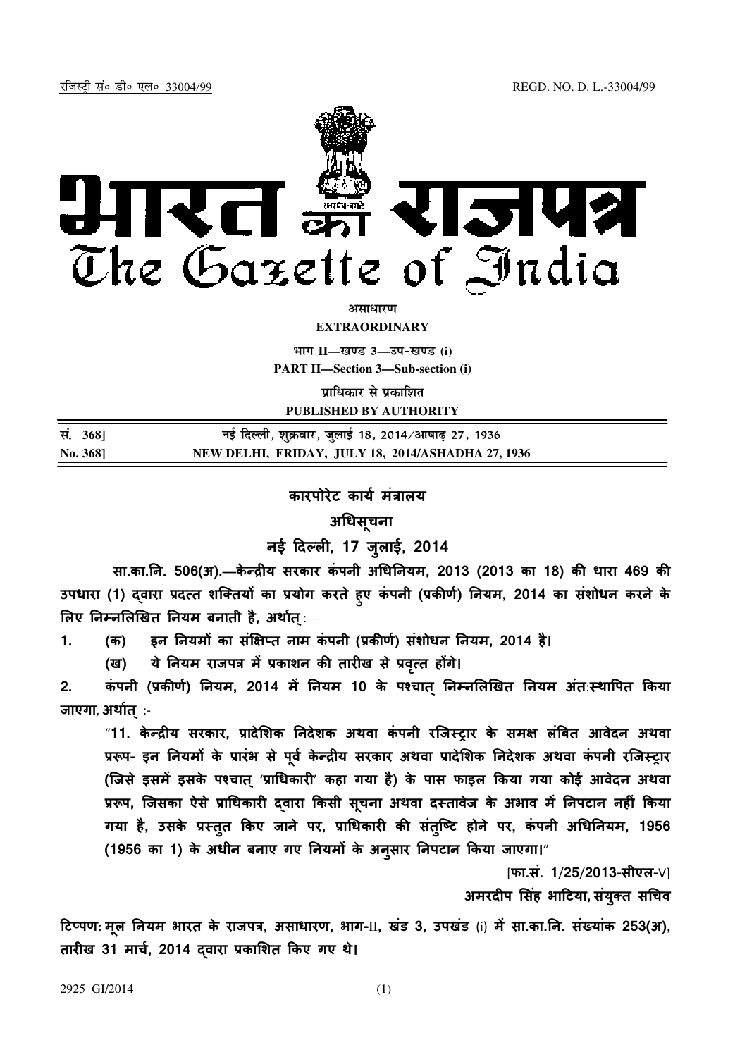रजिस्ट्री सं० डी० एल०-33004/99 REGD. NO. D. L.-33004/99

# भारत का राजपत्र
# The Gazette of India

असाधारण
**EXTRAORDINARY**

भाग II—खण्ड 3—उप-खण्ड (i)
**PART II—Section 3—Sub-section (i)**

प्राधिकार से प्रकाशित
**PUBLISHED BY AUTHORITY**

| | |
|---|---|
| सं. 368] | नई दिल्ली, शुक्रवार, जुलाई 18, 2014/आषाढ़ 27, 1936 |
| No. 368] | NEW DELHI, FRIDAY, JULY 18, 2014/ASHADHA 27, 1936 |

## कारपोरेट कार्य मंत्रालय

## अधिसूचना

### नई दिल्ली, 17 जुलाई, 2014

**सा.का.नि. 506(अ).—केन्द्रीय सरकार कंपनी अधिनियम, 2013 (2013 का 18) की धारा 469 की उपधारा (1) द्वारा प्रदत्त शक्तियों का प्रयोग करते हुए कंपनी (प्रकीर्ण) नियम, 2014 का संशोधन करने के लिए निम्नलिखित नियम बनाती है, अर्थात् :—**

**1. (क) इन नियमों का संक्षिप्त नाम कंपनी (प्रकीर्ण) संशोधन नियम, 2014 है।**

**(ख) ये नियम राजपत्र में प्रकाशन की तारीख से प्रवृत्त होंगे।**

**2. कंपनी (प्रकीर्ण) नियम, 2014 में नियम 10 के पश्चात् निम्नलिखित नियम अंतःस्थापित किया जाएगा, अर्थात् :-**

**"11. केन्द्रीय सरकार, प्रादेशिक निदेशक अथवा कंपनी रजिस्ट्रार के समक्ष लंबित आवेदन अथवा प्ररूप- इन नियमों के प्रारंभ से पूर्व केन्द्रीय सरकार अथवा प्रादेशिक निदेशक अथवा कंपनी रजिस्ट्रार (जिसे इसमें इसके पश्चात् 'प्राधिकारी' कहा गया है) के पास फाइल किया गया कोई आवेदन अथवा प्ररूप, जिसका ऐसे प्राधिकारी द्वारा किसी सूचना अथवा दस्तावेज के अभाव में निपटान नहीं किया गया है, उसके प्रस्तुत किए जाने पर, प्राधिकारी की संतुष्टि होने पर, कंपनी अधिनियम, 1956 (1956 का 1) के अधीन बनाए गए नियमों के अनुसार निपटान किया जाएगा।"**

**[फा.सं. 1/25/2013-सीएल-V]**

**अमरदीप सिंह भाटिया, संयुक्त सचिव**

**टिप्पण: मूल नियम भारत के राजपत्र, असाधारण, भाग-II, खंड 3, उपखंड (i) में सा.का.नि. संख्यांक 253(अ), तारीख 31 मार्च, 2014 द्वारा प्रकाशित किए गए थे।**

2925 GI/2014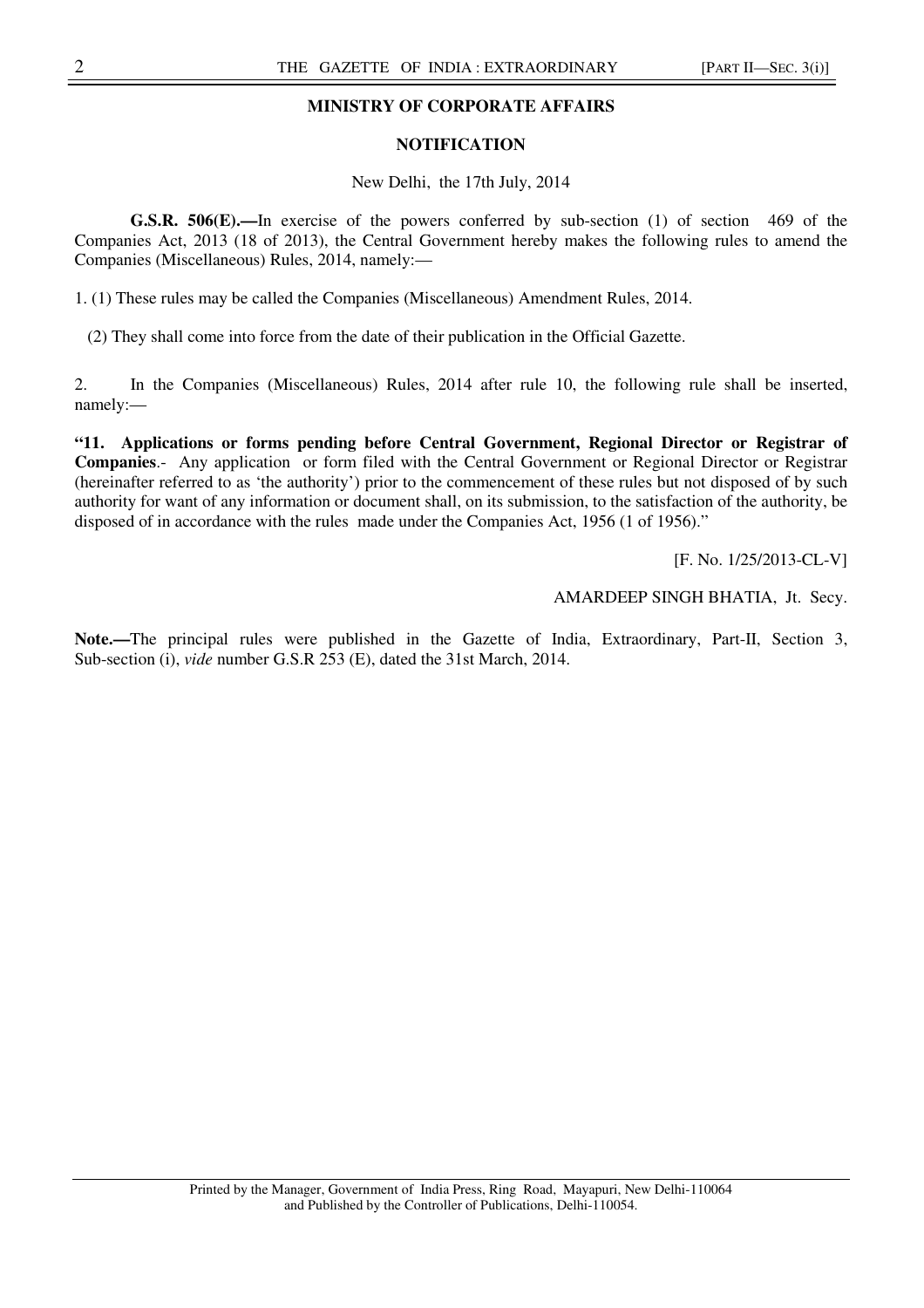## MINISTRY OF CORPORATE AFFAIRS

### NOTIFICATION

New Delhi, the 17th July, 2014

**G.S.R. 506(E).—**In exercise of the powers conferred by sub-section (1) of section 469 of the Companies Act, 2013 (18 of 2013), the Central Government hereby makes the following rules to amend the Companies (Miscellaneous) Rules, 2014, namely:—

1. (1) These rules may be called the Companies (Miscellaneous) Amendment Rules, 2014.

(2) They shall come into force from the date of their publication in the Official Gazette.

2. In the Companies (Miscellaneous) Rules, 2014 after rule 10, the following rule shall be inserted, namely:—

**"11. Applications or forms pending before Central Government, Regional Director or Registrar of Companies**.- Any application or form filed with the Central Government or Regional Director or Registrar (hereinafter referred to as 'the authority') prior to the commencement of these rules but not disposed of by such authority for want of any information or document shall, on its submission, to the satisfaction of the authority, be disposed of in accordance with the rules made under the Companies Act, 1956 (1 of 1956)."

[F. No. 1/25/2013-CL-V]

AMARDEEP SINGH BHATIA, Jt. Secy.

**Note.—**The principal rules were published in the Gazette of India, Extraordinary, Part-II, Section 3, Sub-section (i), *vide* number G.S.R 253 (E), dated the 31st March, 2014.

Printed by the Manager, Government of India Press, Ring Road, Mayapuri, New Delhi-110064
and Published by the Controller of Publications, Delhi-110054.